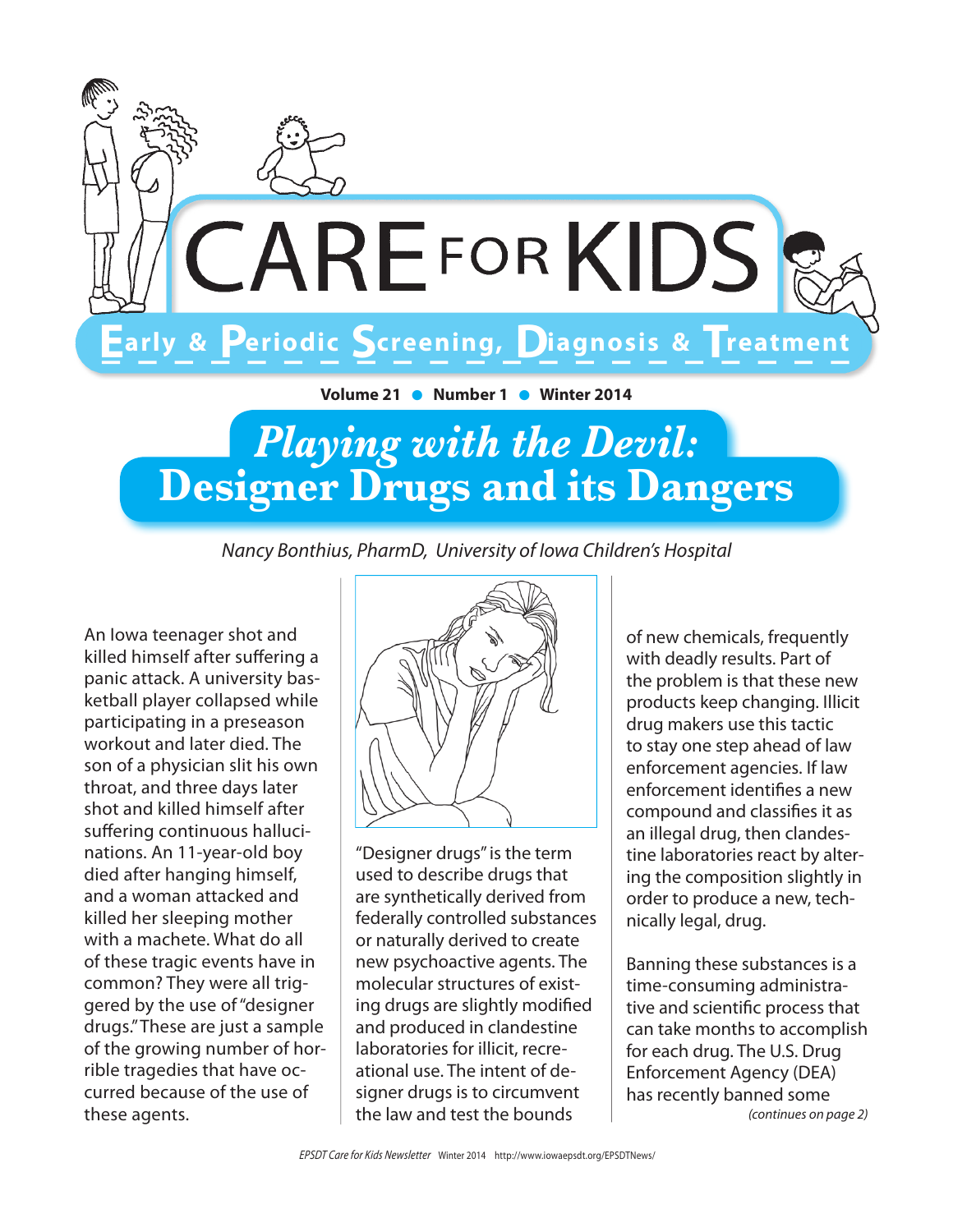# CARE FOR KIDS

**Early & Periodic Screening, Diagnosis & Treatment**

**Volume 21 ● Number 1 ● Winter 2014**

## *Playing with the Devil:* Designer Drugs and its Dangers

*Nancy Bonthius, PharmD, University of Iowa Children's Hospital*

An Iowa teenager shot and killed himself after suffering a panic attack. A university basketball player collapsed while participating in a preseason workout and later died. The son of a physician slit his own throat, and three days later shot and killed himself after suffering continuous hallucinations. An 11-year-old boy died after hanging himself, and a woman attacked and killed her sleeping mother with a machete. What do all of these tragic events have in common? They were all triggered by the use of "designer drugs." These are just a sample of the growing number of horrible tragedies that have occurred because of the use of these agents.

"Designer drugs" is the term used to describe drugs that are synthetically derived from federally controlled substances or naturally derived to create new psychoactive agents. The molecular structures of existing drugs are slightly modified and produced in clandestine laboratories for illicit, recreational use. The intent of designer drugs is to circumvent the law and test the bounds of new chemicals, frequently with deadly results. Part of the problem is that these new products keep changing. Illicit drug makers use this tactic to stay one step ahead of law enforcement agencies. If law enforcement identifies a new compound and classifies it as an illegal drug, then clandestine laboratories react by altering the composition slightly in order to produce a new, technically legal, drug.

Banning these substances is a time-consuming administrative and scientific process that can take months to accomplish for each drug. The U.S. Drug Enforcement Agency (DEA) has recently banned some

*(continues on page 2)*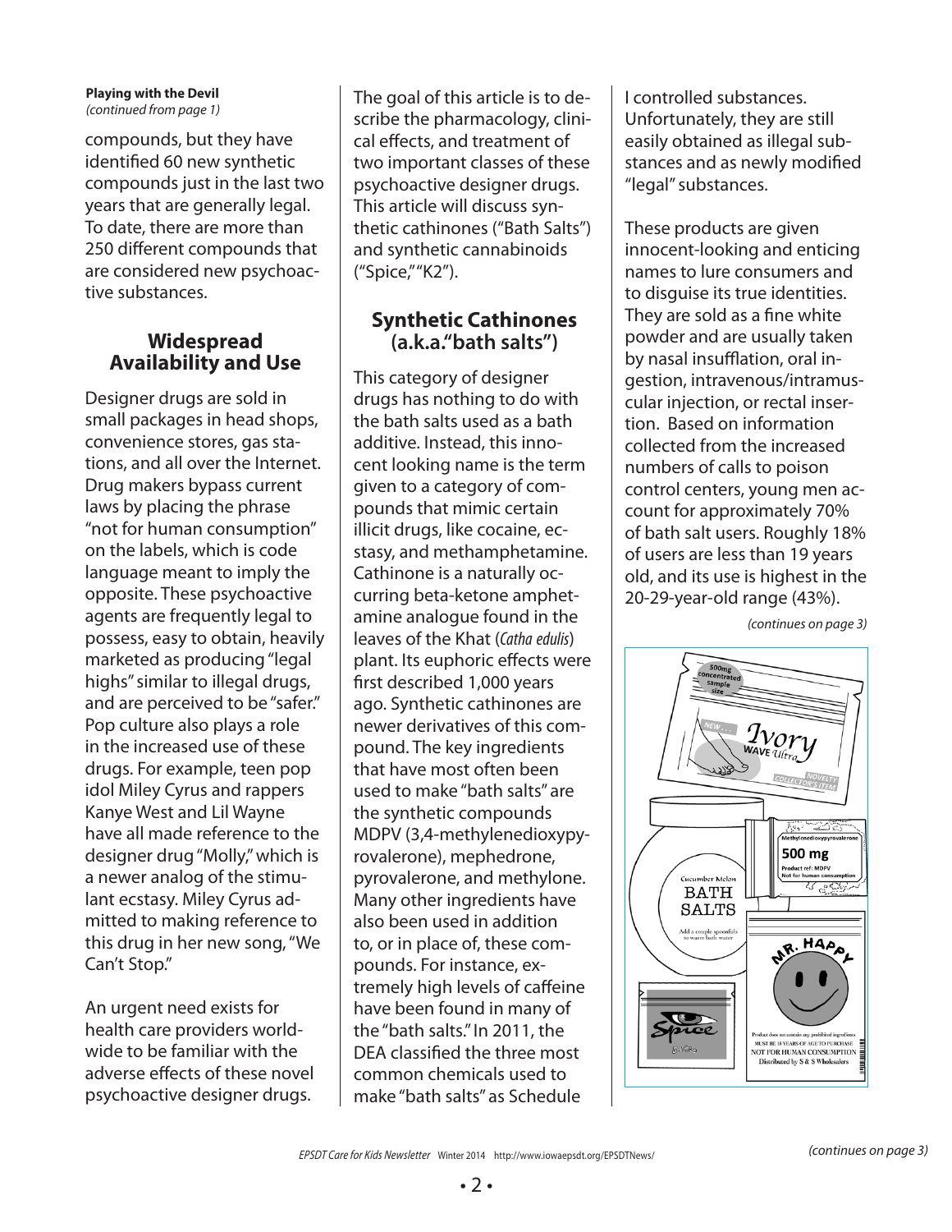**Playing with the Devil**
*(continued from page 1)*

compounds, but they have identified 60 new synthetic compounds just in the last two years that are generally legal. To date, there are more than 250 different compounds that are considered new psychoactive substances.

## Widespread Availability and Use

Designer drugs are sold in small packages in head shops, convenience stores, gas stations, and all over the Internet. Drug makers bypass current laws by placing the phrase "not for human consumption" on the labels, which is code language meant to imply the opposite. These psychoactive agents are frequently legal to possess, easy to obtain, heavily marketed as producing "legal highs" similar to illegal drugs, and are perceived to be "safer." Pop culture also plays a role in the increased use of these drugs. For example, teen pop idol Miley Cyrus and rappers Kanye West and Lil Wayne have all made reference to the designer drug "Molly," which is a newer analog of the stimulant ecstasy. Miley Cyrus admitted to making reference to this drug in her new song, "We Can't Stop."

An urgent need exists for health care providers worldwide to be familiar with the adverse effects of these novel psychoactive designer drugs. The goal of this article is to describe the pharmacology, clinical effects, and treatment of two important classes of these psychoactive designer drugs. This article will discuss synthetic cathinones ("Bath Salts") and synthetic cannabinoids ("Spice," "K2").

## Synthetic Cathinones (a.k.a. "bath salts")

This category of designer drugs has nothing to do with the bath salts used as a bath additive. Instead, this innocent looking name is the term given to a category of compounds that mimic certain illicit drugs, like cocaine, ecstasy, and methamphetamine. Cathinone is a naturally occurring beta-ketone amphetamine analogue found in the leaves of the Khat (*Catha edulis*) plant. Its euphoric effects were first described 1,000 years ago. Synthetic cathinones are newer derivatives of this compound. The key ingredients that have most often been used to make "bath salts" are the synthetic compounds MDPV (3,4-methylenedioxypyrovalerone), mephedrone, pyrovalerone, and methylone. Many other ingredients have also been used in addition to, or in place of, these compounds. For instance, extremely high levels of caffeine have been found in many of the "bath salts." In 2011, the DEA classified the three most common chemicals used to make "bath salts" as Schedule I controlled substances. Unfortunately, they are still easily obtained as illegal substances and as newly modified "legal" substances.

These products are given innocent-looking and enticing names to lure consumers and to disguise its true identities. They are sold as a fine white powder and are usually taken by nasal insufflation, oral ingestion, intravenous/intramuscular injection, or rectal insertion. Based on information collected from the increased numbers of calls to poison control centers, young men account for approximately 70% of bath salt users. Roughly 18% of users are less than 19 years old, and its use is highest in the 20-29-year-old range (43%).

*(continues on page 3)*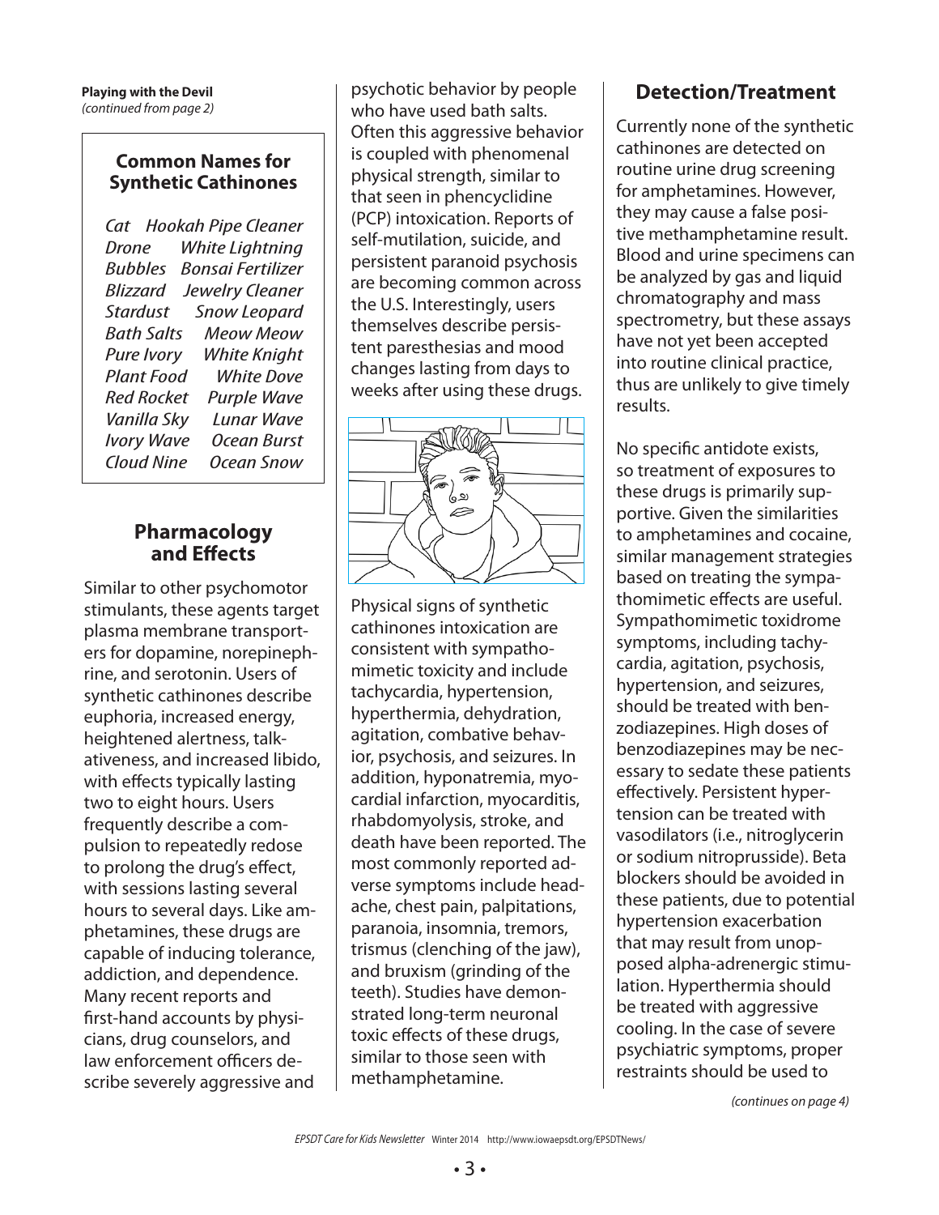**Playing with the Devil**
*(continued from page 2)*

### Common Names for Synthetic Cathinones

| | |
|---|---|
| *Cat* | *Hookah Pipe Cleaner* |
| *Drone* | *White Lightning* |
| *Bubbles* | *Bonsai Fertilizer* |
| *Blizzard* | *Jewelry Cleaner* |
| *Stardust* | *Snow Leopard* |
| *Bath Salts* | *Meow Meow* |
| *Pure Ivory* | *White Knight* |
| *Plant Food* | *White Dove* |
| *Red Rocket* | *Purple Wave* |
| *Vanilla Sky* | *Lunar Wave* |
| *Ivory Wave* | *Ocean Burst* |
| *Cloud Nine* | *Ocean Snow* |

## Pharmacology and Effects

Similar to other psychomotor stimulants, these agents target plasma membrane transporters for dopamine, norepinephrine, and serotonin. Users of synthetic cathinones describe euphoria, increased energy, heightened alertness, talkativeness, and increased libido, with effects typically lasting two to eight hours. Users frequently describe a compulsion to repeatedly redose to prolong the drug's effect, with sessions lasting several hours to several days. Like amphetamines, these drugs are capable of inducing tolerance, addiction, and dependence. Many recent reports and first-hand accounts by physicians, drug counselors, and law enforcement officers describe severely aggressive and psychotic behavior by people who have used bath salts. Often this aggressive behavior is coupled with phenomenal physical strength, similar to that seen in phencyclidine (PCP) intoxication. Reports of self-mutilation, suicide, and persistent paranoid psychosis are becoming common across the U.S. Interestingly, users themselves describe persistent paresthesias and mood changes lasting from days to weeks after using these drugs.

Physical signs of synthetic cathinones intoxication are consistent with sympathomimetic toxicity and include tachycardia, hypertension, hyperthermia, dehydration, agitation, combative behavior, psychosis, and seizures. In addition, hyponatremia, myocardial infarction, myocarditis, rhabdomyolysis, stroke, and death have been reported. The most commonly reported adverse symptoms include headache, chest pain, palpitations, paranoia, insomnia, tremors, trismus (clenching of the jaw), and bruxism (grinding of the teeth). Studies have demonstrated long-term neuronal toxic effects of these drugs, similar to those seen with methamphetamine.

## Detection/Treatment

Currently none of the synthetic cathinones are detected on routine urine drug screening for amphetamines. However, they may cause a false positive methamphetamine result. Blood and urine specimens can be analyzed by gas and liquid chromatography and mass spectrometry, but these assays have not yet been accepted into routine clinical practice, thus are unlikely to give timely results.

No specific antidote exists, so treatment of exposures to these drugs is primarily supportive. Given the similarities to amphetamines and cocaine, similar management strategies based on treating the sympathomimetic effects are useful. Sympathomimetic toxidrome symptoms, including tachycardia, agitation, psychosis, hypertension, and seizures, should be treated with benzodiazepines. High doses of benzodiazepines may be necessary to sedate these patients effectively. Persistent hypertension can be treated with vasodilators (i.e., nitroglycerin or sodium nitroprusside). Beta blockers should be avoided in these patients, due to potential hypertension exacerbation that may result from unopposed alpha-adrenergic stimulation. Hyperthermia should be treated with aggressive cooling. In the case of severe psychiatric symptoms, proper restraints should be used to

*(continues on page 4)*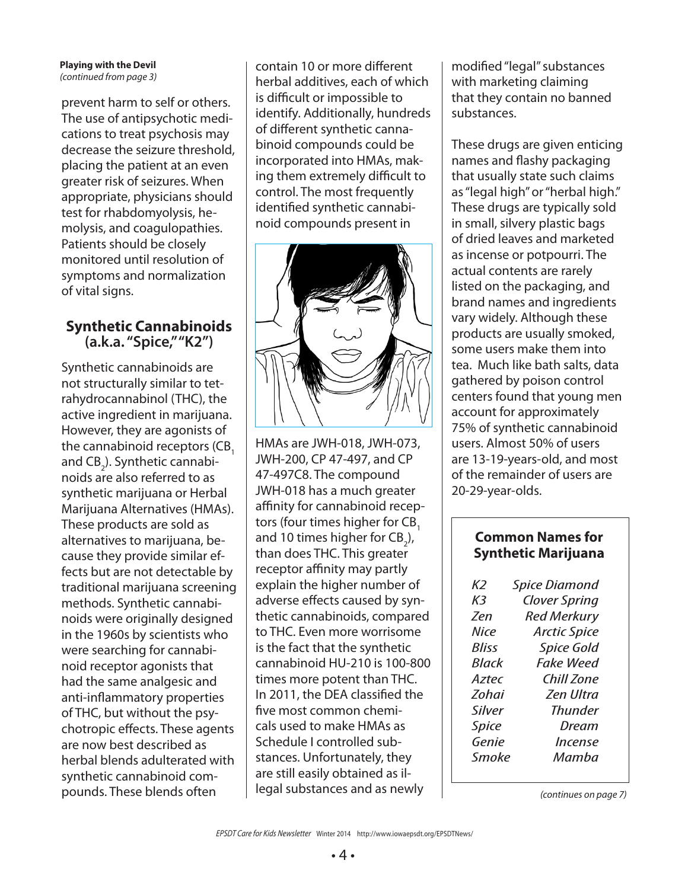**Playing with the Devil**
*(continued from page 3)*

prevent harm to self or others. The use of antipsychotic medications to treat psychosis may decrease the seizure threshold, placing the patient at an even greater risk of seizures. When appropriate, physicians should test for rhabdomyolysis, hemolysis, and coagulopathies. Patients should be closely monitored until resolution of symptoms and normalization of vital signs.

## Synthetic Cannabinoids (a.k.a. "Spice," "K2")

Synthetic cannabinoids are not structurally similar to tetrahydrocannabinol (THC), the active ingredient in marijuana. However, they are agonists of the cannabinoid receptors ($CB_1$ and $CB_2$). Synthetic cannabinoids are also referred to as synthetic marijuana or Herbal Marijuana Alternatives (HMAs). These products are sold as alternatives to marijuana, because they provide similar effects but are not detectable by traditional marijuana screening methods. Synthetic cannabinoids were originally designed in the 1960s by scientists who were searching for cannabinoid receptor agonists that had the same analgesic and anti-inflammatory properties of THC, but without the psychotropic effects. These agents are now best described as herbal blends adulterated with synthetic cannabinoid compounds. These blends often contain 10 or more different herbal additives, each of which is difficult or impossible to identify. Additionally, hundreds of different synthetic cannabinoid compounds could be incorporated into HMAs, making them extremely difficult to control. The most frequently identified synthetic cannabinoid compounds present in HMAs are JWH-018, JWH-073, JWH-200, CP 47-497, and CP 47-497C8. The compound JWH-018 has a much greater affinity for cannabinoid receptors (four times higher for $CB_1$ and 10 times higher for $CB_2$), than does THC. This greater receptor affinity may partly explain the higher number of adverse effects caused by synthetic cannabinoids, compared to THC. Even more worrisome is the fact that the synthetic cannabinoid HU-210 is 100-800 times more potent than THC. In 2011, the DEA classified the five most common chemicals used to make HMAs as Schedule I controlled substances. Unfortunately, they are still easily obtained as illegal substances and as newly modified "legal" substances with marketing claiming that they contain no banned substances.

These drugs are given enticing names and flashy packaging that usually state such claims as "legal high" or "herbal high." These drugs are typically sold in small, silvery plastic bags of dried leaves and marketed as incense or potpourri. The actual contents are rarely listed on the packaging, and brand names and ingredients vary widely. Although these products are usually smoked, some users make them into tea. Much like bath salts, data gathered by poison control centers found that young men account for approximately 75% of synthetic cannabinoid users. Almost 50% of users are 13-19-years-old, and most of the remainder of users are 20-29-year-olds.

### Common Names for Synthetic Marijuana

| | |
|---|---|
| *K2* | *Spice Diamond* |
| *K3* | *Clover Spring* |
| *Zen* | *Red Merkury* |
| *Nice* | *Arctic Spice* |
| *Bliss* | *Spice Gold* |
| *Black* | *Fake Weed* |
| *Aztec* | *Chill Zone* |
| *Zohai* | *Zen Ultra* |
| *Silver* | *Thunder* |
| *Spice* | *Dream* |
| *Genie* | *Incense* |
| *Smoke* | *Mamba* |

*(continues on page 7)*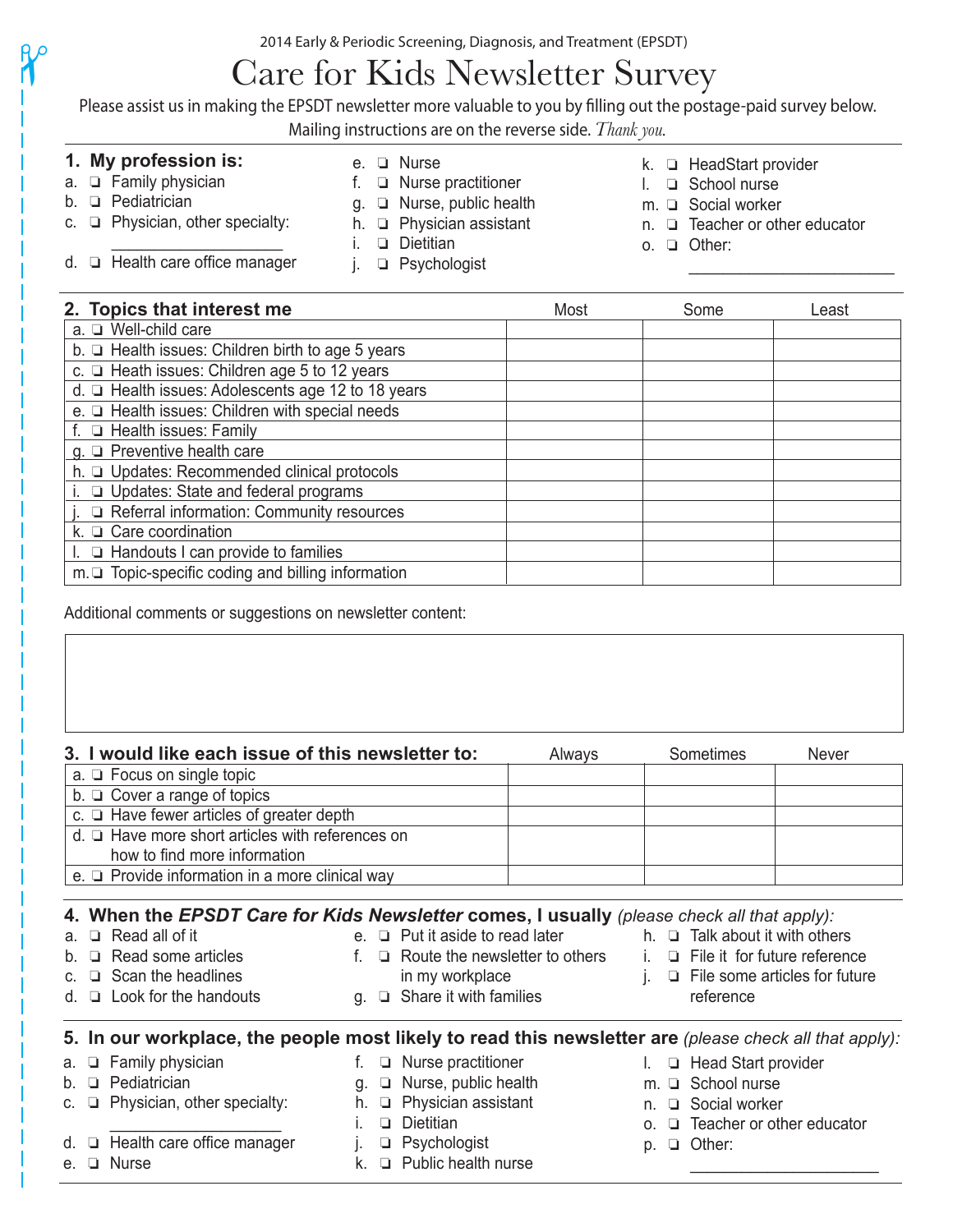2014 Early & Periodic Screening, Diagnosis, and Treatment (EPSDT)

# Care for Kids Newsletter Survey

Please assist us in making the EPSDT newsletter more valuable to you by filling out the postage-paid survey below. Mailing instructions are on the reverse side. *Thank you.*

**1. My profession is:**

a. ❏ Family physician
b. ❏ Pediatrician
c. ❏ Physician, other specialty: ___________________
d. ❏ Health care office manager
e. ❏ Nurse
f. ❏ Nurse practitioner
g. ❏ Nurse, public health
h. ❏ Physician assistant
i. ❏ Dietitian
j. ❏ Psychologist
k. ❏ HeadStart provider
l. ❏ School nurse
m. ❏ Social worker
n. ❏ Teacher or other educator
o. ❏ Other: _______________________

| **2. Topics that interest me** | Most | Some | Least |
|---|---|---|---|
| a. ❏ Well-child care | | | |
| b. ❏ Health issues: Children birth to age 5 years | | | |
| c. ❏ Heath issues: Children age 5 to 12 years | | | |
| d. ❏ Heath issues: Adolescents age 12 to 18 years | | | |
| e. ❏ Health issues: Children with special needs | | | |
| f. ❏ Health issues: Family | | | |
| g. ❏ Preventive health care | | | |
| h. ❏ Updates: Recommended clinical protocols | | | |
| i. ❏ Updates: State and federal programs | | | |
| j. ❏ Referral information: Community resources | | | |
| k. ❏ Care coordination | | | |
| l. ❏ Handouts I can provide to families | | | |
| m. ❏ Topic-specific coding and billing information | | | |

Additional comments or suggestions on newsletter content:

| **3. I would like each issue of this newsletter to:** | Always | Sometimes | Never |
|---|---|---|---|
| a. ❏ Focus on single topic | | | |
| b. ❏ Cover a range of topics | | | |
| c. ❏ Have fewer articles of greater depth | | | |
| d. ❏ Have more short articles with references on how to find more information | | | |
| e. ❏ Provide information in a more clinical way | | | |

**4. When the *EPSDT Care for Kids Newsletter* comes, I usually** *(please check all that apply):*

a. ❏ Read all of it
b. ❏ Read some articles
c. ❏ Scan the headlines
d. ❏ Look for the handouts
e. ❏ Put it aside to read later
f. ❏ Route the newsletter to others in my workplace
g. ❏ Share it with families
h. ❏ Talk about it with others
i. ❏ File it for future reference
j. ❏ File some articles for future reference

**5. In our workplace, the people most likely to read this newsletter are** *(please check all that apply):*

a. ❏ Family physician
b. ❏ Pediatrician
c. ❏ Physician, other specialty: ___________________
d. ❏ Health care office manager
e. ❏ Nurse
f. ❏ Nurse practitioner
g. ❏ Nurse, public health
h. ❏ Physician assistant
i. ❏ Dietitian
j. ❏ Psychologist
k. ❏ Public health nurse
l. ❏ Head Start provider
m. ❏ School nurse
n. ❏ Social worker
o. ❏ Teacher or other educator
p. ❏ Other: _____________________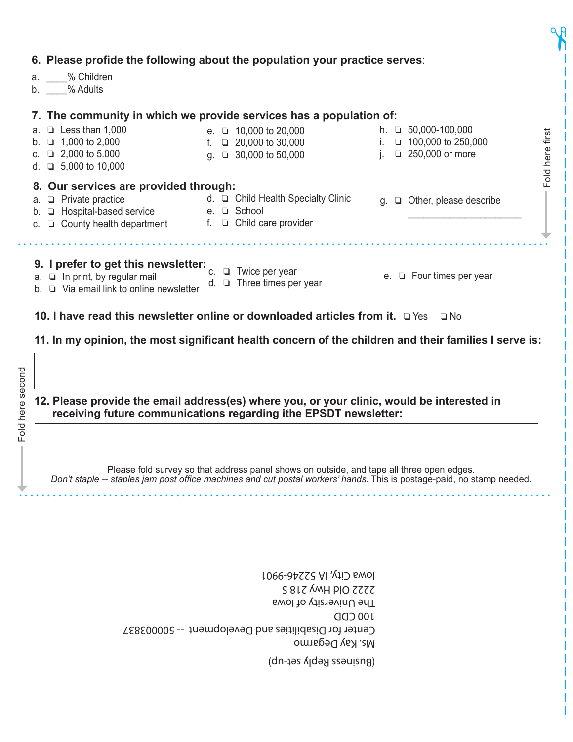**6. Please profide the following about the population your practice serves**:

a. ____% Children
b. ____% Adults

**7. The community in which we provide services has a population of:**

a. ❑ Less than 1,000
b. ❑ 1,000 to 2,000
c. ❑ 2,000 to 5.000
d. ❑ 5,000 to 10,000
e. ❑ 10,000 to 20,000
f. ❑ 20,000 to 30,000
g. ❑ 30,000 to 50,000
h. ❑ 50,000-100,000
i. ❑ 100,000 to 250,000
j. ❑ 250,000 or more

**8. Our services are provided through:**

a. ❑ Private practice
b. ❑ Hospital-based service
c. ❑ County health department
d. ❑ Child Health Specialty Clinic
e. ❑ School
f. ❑ Child care provider
g. ❑ Other, please describe ____________________

Fold here first

**9. I prefer to get this newsletter:**

a. ❑ In print, by regular mail
b. ❑ Via email link to online newsletter
c. ❑ Twice per year
d. ❑ Three times per year
e. ❑ Four times per year

**10. I have read this newsletter online or downloaded articles from it.** ❑ Yes ❑ No

**11. In my opinion, the most significant health concern of the children and their families I serve is:**

**12. Please provide the email address(es) where you, or your clinic, would be interested in receiving future communications regarding ithe EPSDT newsletter:**

Fold here second

Please fold survey so that address panel shows on outside, and tape all three open edges.
*Don't staple -- staples jam post office machines and cut postal workers' hands.* This is postage-paid, no stamp needed.

(Business Reply set-up)

Ms. Kay Degarmo
Center for Disabilities and Development -- 500003837
100 CDD
The University of Iowa
2222 Old Hwy 218 S
Iowa City, IA 52246-9901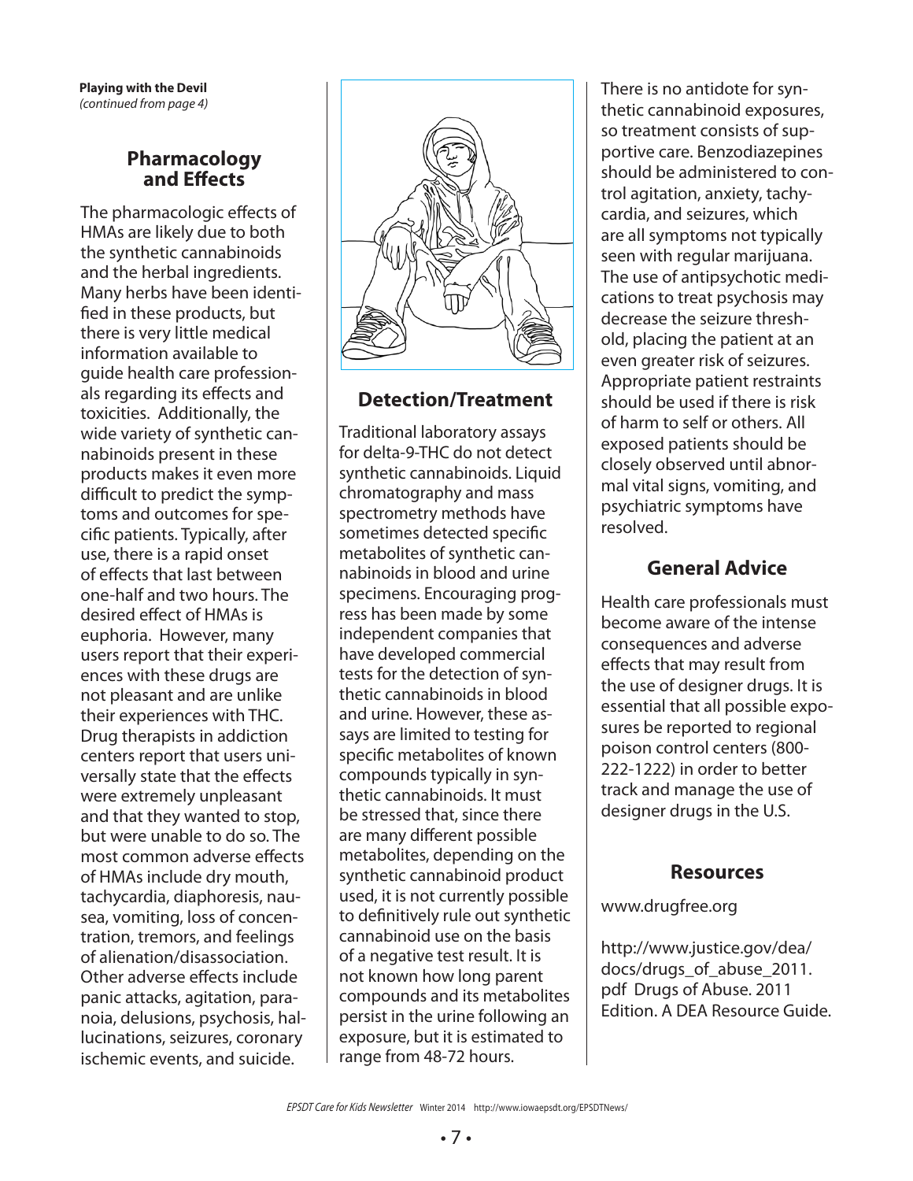**Playing with the Devil**
*(continued from page 4)*

## Pharmacology and Effects

The pharmacologic effects of HMAs are likely due to both the synthetic cannabinoids and the herbal ingredients. Many herbs have been identified in these products, but there is very little medical information available to guide health care professionals regarding its effects and toxicities. Additionally, the wide variety of synthetic cannabinoids present in these products makes it even more difficult to predict the symptoms and outcomes for specific patients. Typically, after use, there is a rapid onset of effects that last between one-half and two hours. The desired effect of HMAs is euphoria. However, many users report that their experiences with these drugs are not pleasant and are unlike their experiences with THC. Drug therapists in addiction centers report that users universally state that the effects were extremely unpleasant and that they wanted to stop, but were unable to do so. The most common adverse effects of HMAs include dry mouth, tachycardia, diaphoresis, nausea, vomiting, loss of concentration, tremors, and feelings of alienation/disassociation. Other adverse effects include panic attacks, agitation, paranoia, delusions, psychosis, hallucinations, seizures, coronary ischemic events, and suicide.

## Detection/Treatment

Traditional laboratory assays for delta-9-THC do not detect synthetic cannabinoids. Liquid chromatography and mass spectrometry methods have sometimes detected specific metabolites of synthetic cannabinoids in blood and urine specimens. Encouraging progress has been made by some independent companies that have developed commercial tests for the detection of synthetic cannabinoids in blood and urine. However, these assays are limited to testing for specific metabolites of known compounds typically in synthetic cannabinoids. It must be stressed that, since there are many different possible metabolites, depending on the synthetic cannabinoid product used, it is not currently possible to definitively rule out synthetic cannabinoid use on the basis of a negative test result. It is not known how long parent compounds and its metabolites persist in the urine following an exposure, but it is estimated to range from 48-72 hours.

There is no antidote for synthetic cannabinoid exposures, so treatment consists of supportive care. Benzodiazepines should be administered to control agitation, anxiety, tachycardia, and seizures, which are all symptoms not typically seen with regular marijuana. The use of antipsychotic medications to treat psychosis may decrease the seizure threshold, placing the patient at an even greater risk of seizures. Appropriate patient restraints should be used if there is risk of harm to self or others. All exposed patients should be closely observed until abnormal vital signs, vomiting, and psychiatric symptoms have resolved.

## General Advice

Health care professionals must become aware of the intense consequences and adverse effects that may result from the use of designer drugs. It is essential that all possible exposures be reported to regional poison control centers (800-222-1222) in order to better track and manage the use of designer drugs in the U.S.

## Resources

www.drugfree.org

http://www.justice.gov/dea/docs/drugs_of_abuse_2011.pdf Drugs of Abuse. 2011 Edition. A DEA Resource Guide.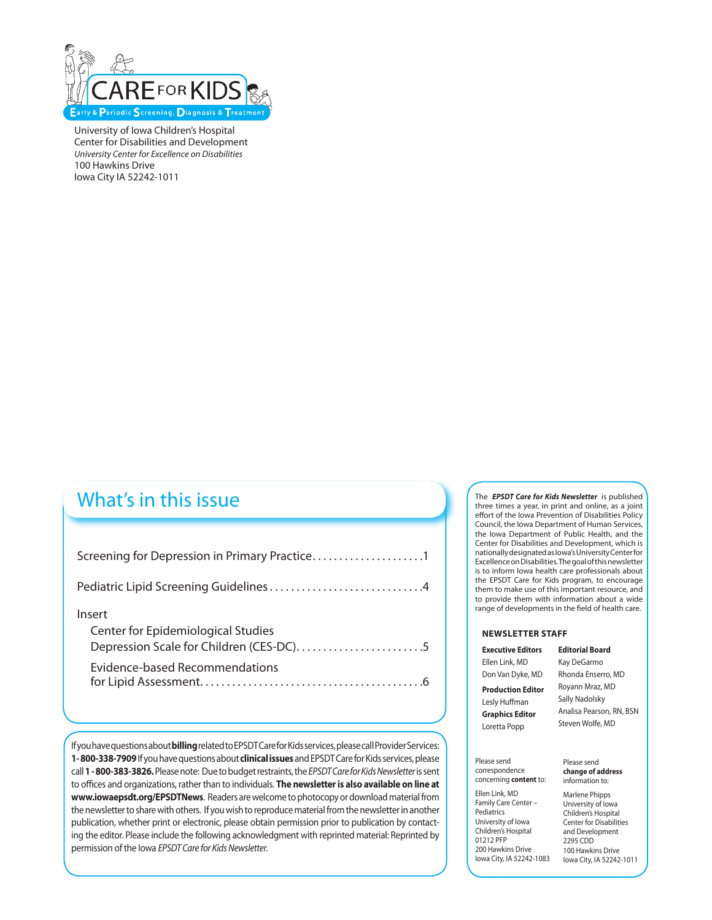CARE FOR KIDS

Early & Periodic Screening, Diagnosis & Treatment

University of Iowa Children's Hospital
Center for Disabilities and Development
*University Center for Excellence on Disabilities*
100 Hawkins Drive
Iowa City IA 52242-1011

## What's in this issue

Screening for Depression in Primary Practice....................1

Pediatric Lipid Screening Guidelines............................4

Insert

Center for Epidemiological Studies Depression Scale for Children (CES-DC)........................5

Evidence-based Recommendations for Lipid Assessment.........................................6

If you have questions about **billing** related to EPSDT Care for Kids services, please call Provider Services: **1-800-338-7909** If you have questions about **clinical issues** and EPSDT Care for Kids services, please call **1-800-383-3826.** Please note: Due to budget restraints, the *EPSDT Care for Kids Newsletter* is sent to offices and organizations, rather than to individuals. **The newsletter is also available on line at www.iowaepsdt.org/EPSDTNews**. Readers are welcome to photocopy or download material from the newsletter to share with others. If you wish to reproduce material from the newsletter in another publication, whether print or electronic, please obtain permission prior to publication by contacting the editor. Please include the following acknowledgment with reprinted material: Reprinted by permission of the Iowa *EPSDT Care for Kids Newsletter.*

The ***EPSDT Care for Kids Newsletter*** is published three times a year, in print and online, as a joint effort of the Iowa Prevention of Disabilities Policy Council, the Iowa Department of Human Services, the Iowa Department of Public Health, and the Center for Disabilities and Development, which is nationally designated as Iowa's University Center for Excellence on Disabilities. The goal of this newsletter is to inform Iowa health care professionals about the EPSDT Care for Kids program, to encourage them to make use of this important resource, and to provide them with information about a wide range of developments in the field of health care.

### NEWSLETTER STAFF

**Executive Editors**
Ellen Link, MD
Don Van Dyke, MD

**Production Editor**
Lesly Huffman

**Graphics Editor**
Loretta Popp

**Editorial Board**
Kay DeGarmo
Rhonda Enserro, MD
Royann Mraz, MD
Sally Nadolsky
Analisa Pearson, RN, BSN
Steven Wolfe, MD

Please send correspondence concerning **content** to:

Ellen Link, MD
Family Care Center – Pediatrics
University of Iowa Children's Hospital
01212 PFP
200 Hawkins Drive
Iowa City, IA 52242-1083

Please send **change of address** information to:

Marlene Phipps
University of Iowa Children's Hospital
Center for Disabilities and Development
2295 CDD
100 Hawkins Drive
Iowa City, IA 52242-1011